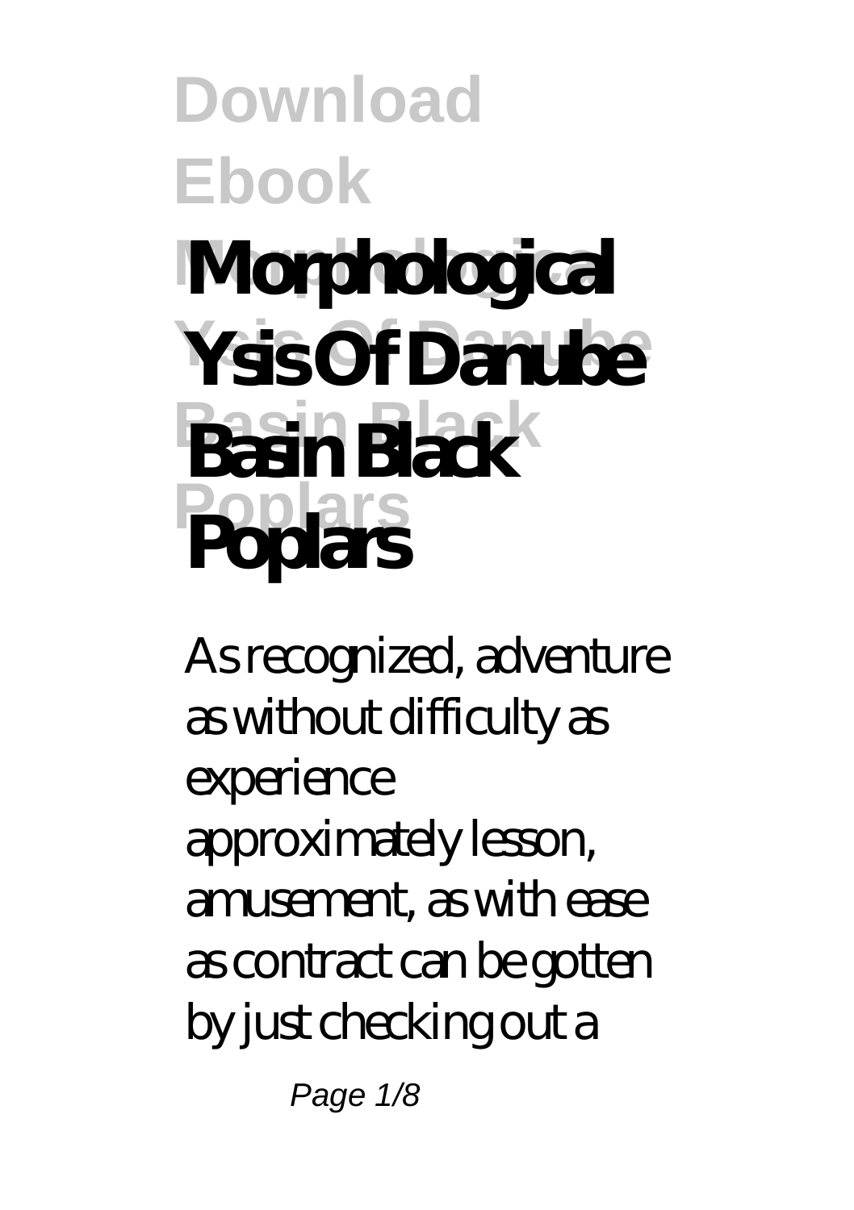# Download Ebook Morphological Ysis Of Danube Basin Black Poplars

As recognized, adventure as without difficulty as experience approximately lesson, amusement, as with ease as contract can be gotten by just checking out a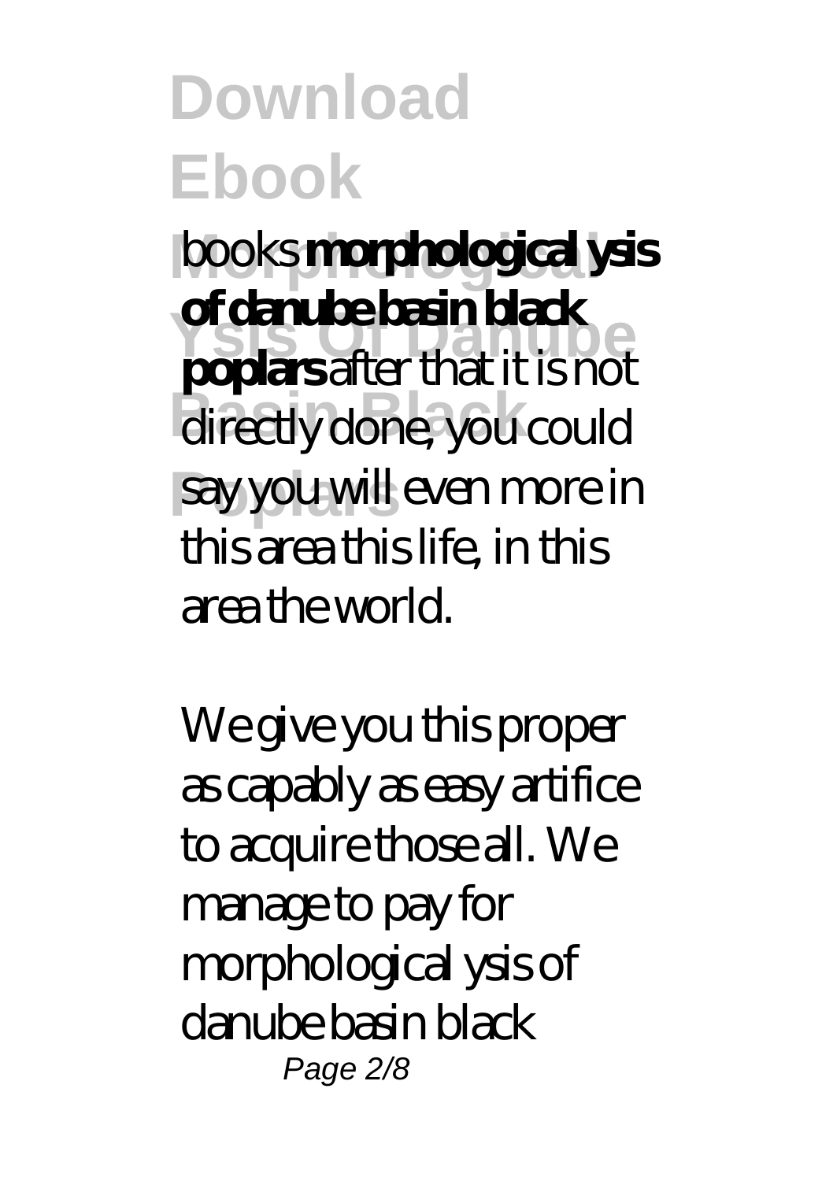books **morphological ysis of danube basin black poplars** after that it is not directly done, you could say you will even more in this area this life, in this area the world.

We give you this proper as capably as easy artifice to acquire those all. We manage to pay for morphological ysis of danube basin black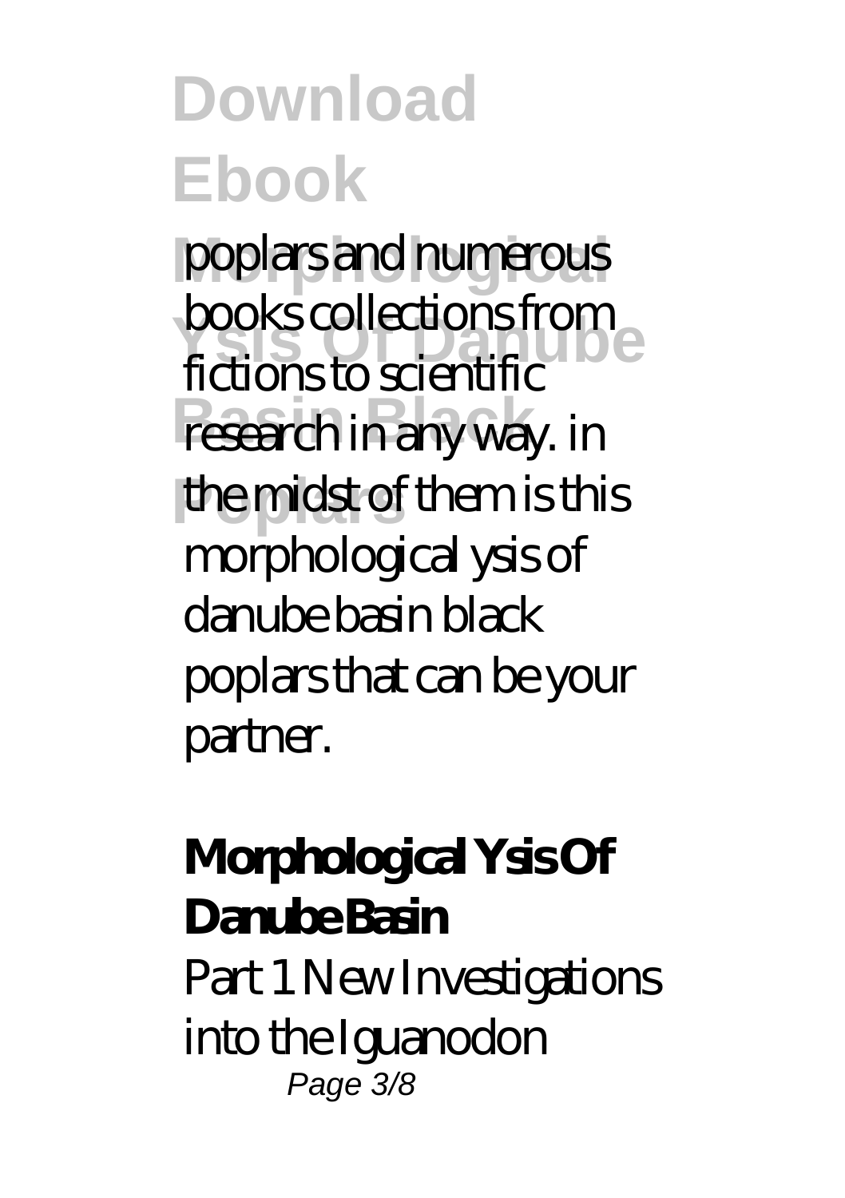poplars and numerous books collections from fictions to scientific research in any way. in the midst of them is this morphological ysis of danube basin black poplars that can be your partner.

**Morphological Ysis Of Danube Basin**

Part 1 New Investigations into the Iguanodon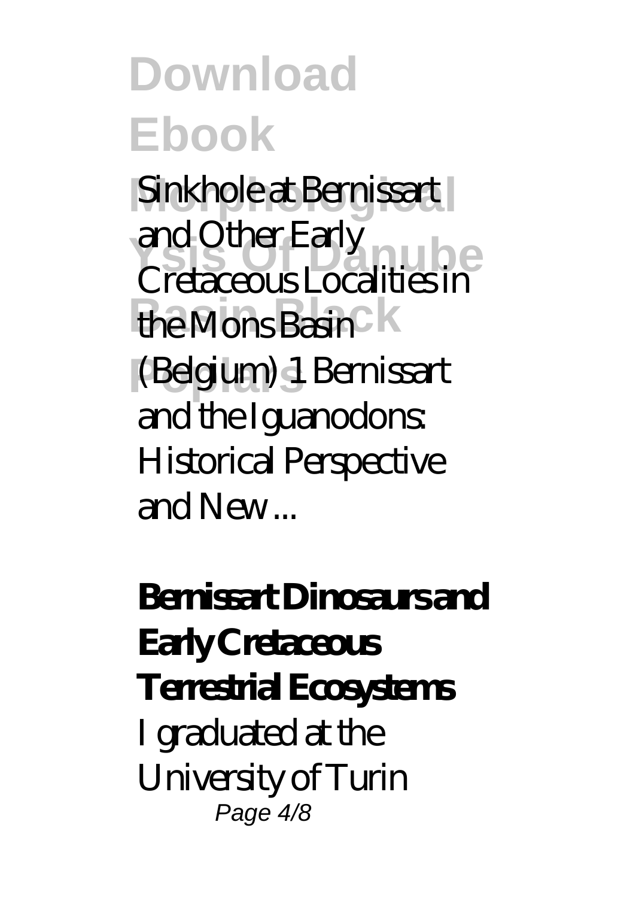Sinkhole at Bernissart and Other Early Cretaceous Localities in the Mons Basin (Belgium) 1 Bernissart and the Iguanodons: Historical Perspective and New ...

**Bernissart Dinosaurs and Early Cretaceous Terrestrial Ecosystems**

I graduated at the University of Turin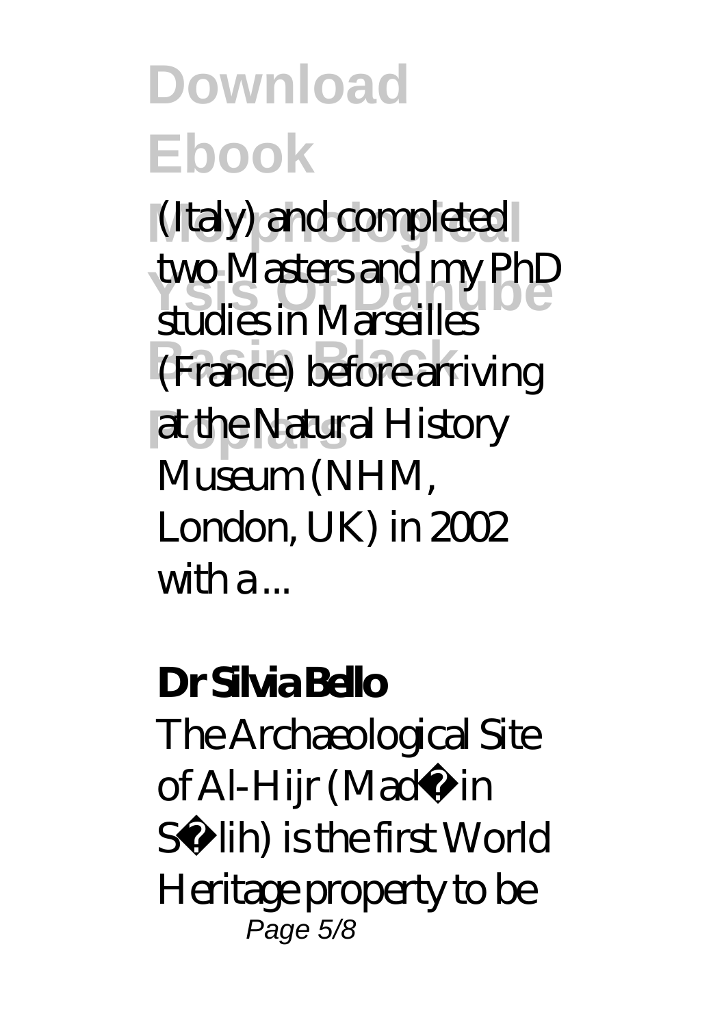(Italy) and completed two Masters and my PhD studies in Marseilles (France) before arriving at the Natural History Museum (NHM, London, UK) in 2002 with a ...

**Dr Silvia Bello**

The Archaeological Site of Al-Hijr (Madâin Sâlih) is the first World Heritage property to be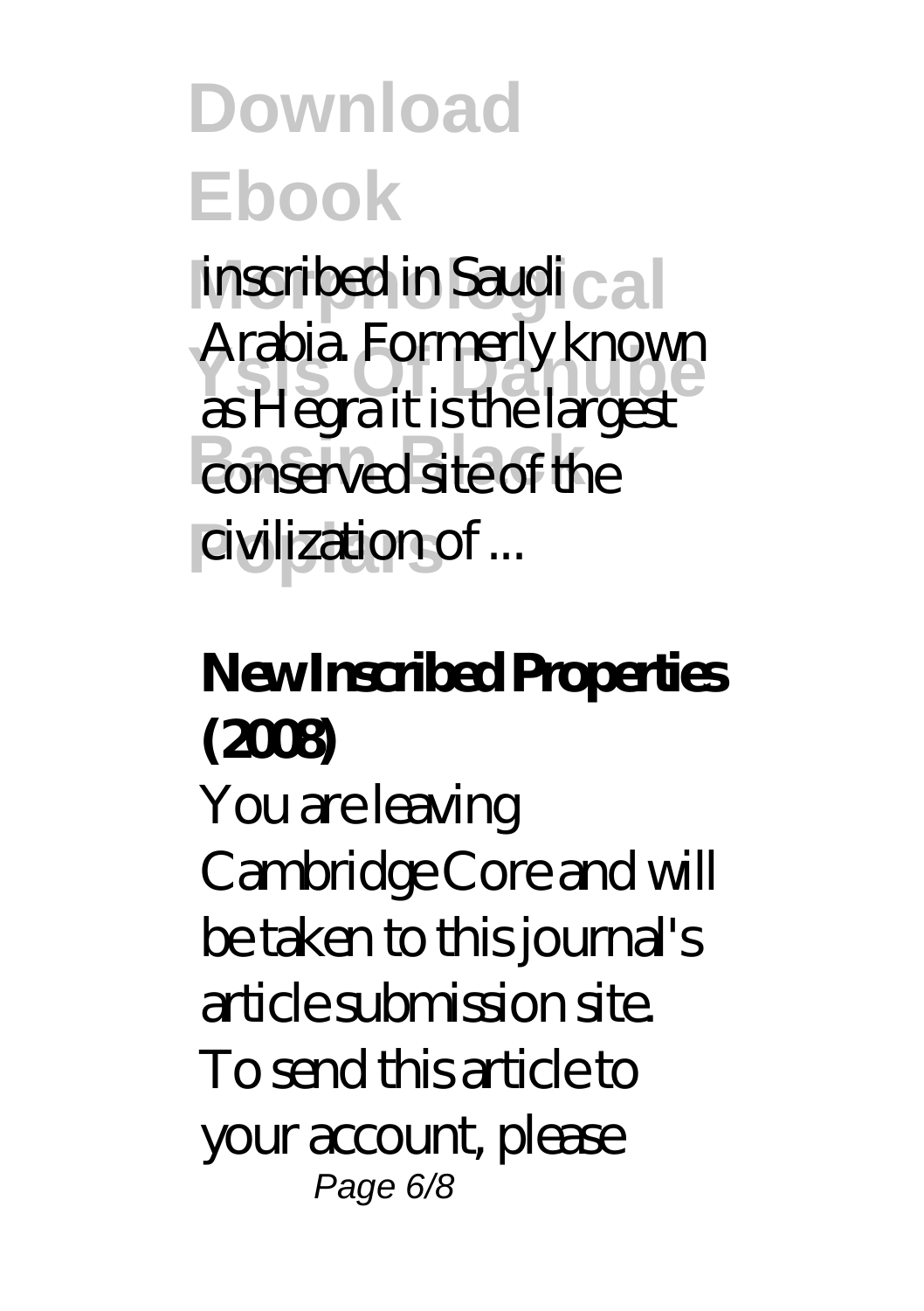inscribed in Saudi Arabia. Formerly known as Hegra it is the largest conserved site of the civilization of ...

**New Inscribed Properties (2008)**

You are leaving Cambridge Core and will be taken to this journal's article submission site. To send this article to your account, please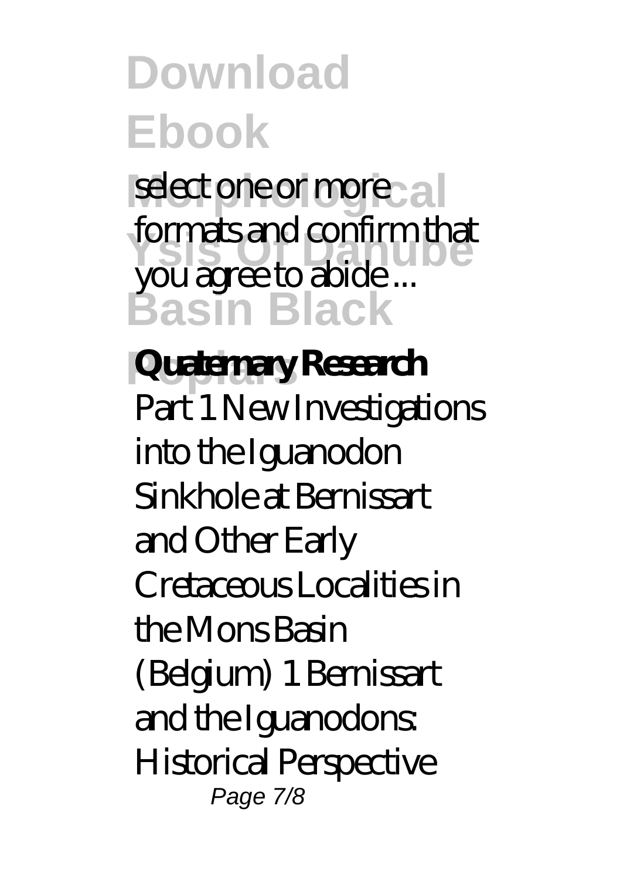select one or more formats and confirm that you agree to abide ...

**Quaternary Research**

Part 1 New Investigations into the Iguanodon Sinkhole at Bernissart and Other Early Cretaceous Localities in the Mons Basin (Belgium) 1 Bernissart and the Iguanodons: Historical Perspective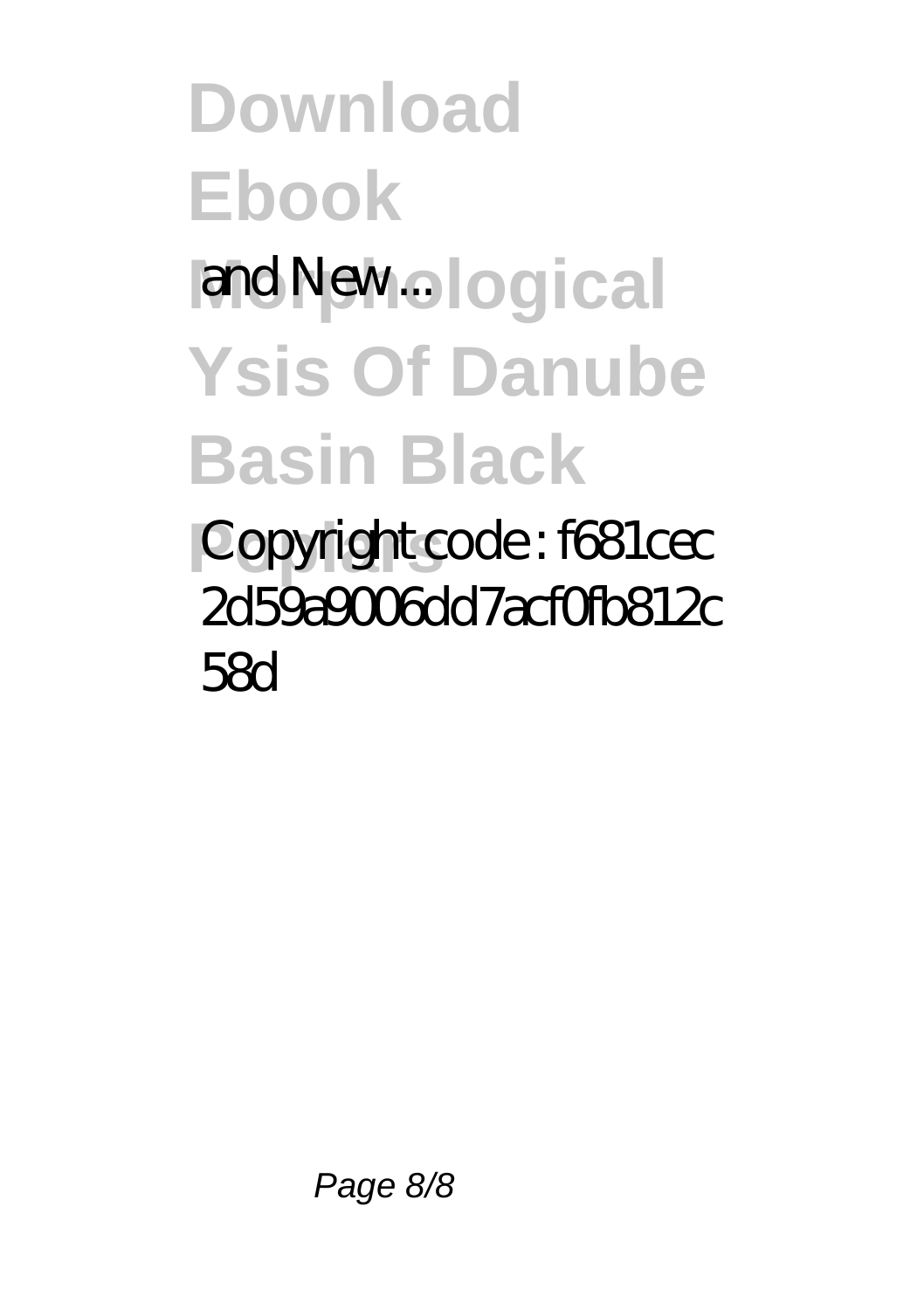and New ...

Copyright code : f681cec2d59a9006dd7acf0fb812c58d